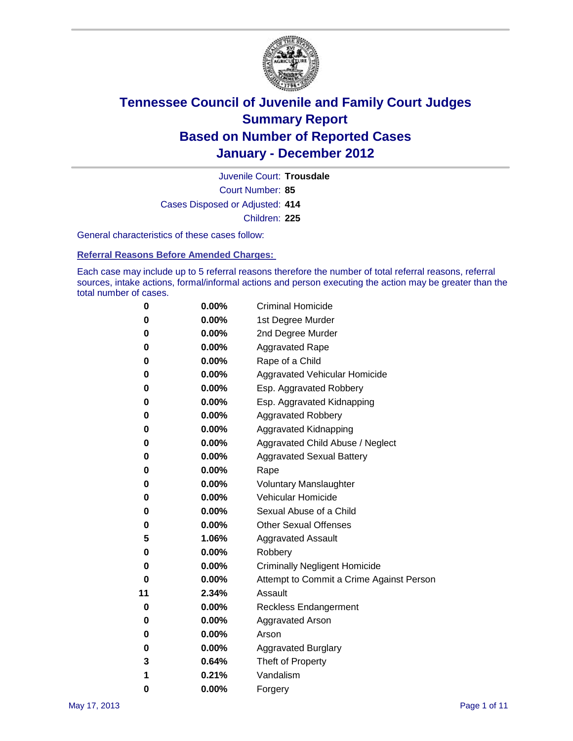# Tennessee Council of Juvenile and Family Court Judges
# Summary Report
# Based on Number of Reported Cases
# January - December 2012

Juvenile Court: **Trousdale**

Court Number: **85**

Cases Disposed or Adjusted: **414**

Children: **225**

General characteristics of these cases follow:

### Referral Reasons Before Amended Charges:

Each case may include up to 5 referral reasons therefore the number of total referral reasons, referral sources, intake actions, formal/informal actions and person executing the action may be greater than the total number of cases.

| | | |
|---|---|---|
| 0 | 0.00% | Criminal Homicide |
| 0 | 0.00% | 1st Degree Murder |
| 0 | 0.00% | 2nd Degree Murder |
| 0 | 0.00% | Aggravated Rape |
| 0 | 0.00% | Rape of a Child |
| 0 | 0.00% | Aggravated Vehicular Homicide |
| 0 | 0.00% | Esp. Aggravated Robbery |
| 0 | 0.00% | Esp. Aggravated Kidnapping |
| 0 | 0.00% | Aggravated Robbery |
| 0 | 0.00% | Aggravated Kidnapping |
| 0 | 0.00% | Aggravated Child Abuse / Neglect |
| 0 | 0.00% | Aggravated Sexual Battery |
| 0 | 0.00% | Rape |
| 0 | 0.00% | Voluntary Manslaughter |
| 0 | 0.00% | Vehicular Homicide |
| 0 | 0.00% | Sexual Abuse of a Child |
| 0 | 0.00% | Other Sexual Offenses |
| 5 | 1.06% | Aggravated Assault |
| 0 | 0.00% | Robbery |
| 0 | 0.00% | Criminally Negligent Homicide |
| 0 | 0.00% | Attempt to Commit a Crime Against Person |
| 11 | 2.34% | Assault |
| 0 | 0.00% | Reckless Endangerment |
| 0 | 0.00% | Aggravated Arson |
| 0 | 0.00% | Arson |
| 0 | 0.00% | Aggravated Burglary |
| 3 | 0.64% | Theft of Property |
| 1 | 0.21% | Vandalism |
| 0 | 0.00% | Forgery |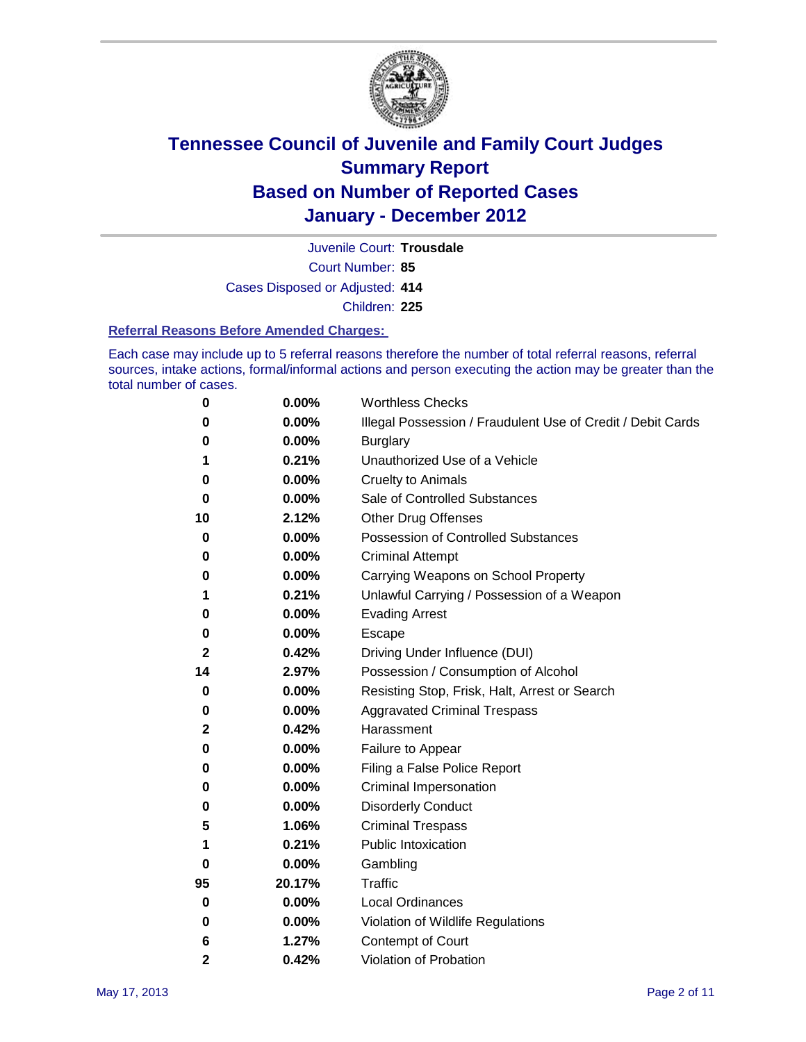# Tennessee Council of Juvenile and Family Court Judges
# Summary Report
# Based on Number of Reported Cases
# January - December 2012

Juvenile Court: **Trousdale**

Court Number: **85**

Cases Disposed or Adjusted: **414**

Children: **225**

## Referral Reasons Before Amended Charges:

Each case may include up to 5 referral reasons therefore the number of total referral reasons, referral sources, intake actions, formal/informal actions and person executing the action may be greater than the total number of cases.

| | | |
|---|---|---|
| 0 | 0.00% | Worthless Checks |
| 0 | 0.00% | Illegal Possession / Fraudulent Use of Credit / Debit Cards |
| 0 | 0.00% | Burglary |
| 1 | 0.21% | Unauthorized Use of a Vehicle |
| 0 | 0.00% | Cruelty to Animals |
| 0 | 0.00% | Sale of Controlled Substances |
| 10 | 2.12% | Other Drug Offenses |
| 0 | 0.00% | Possession of Controlled Substances |
| 0 | 0.00% | Criminal Attempt |
| 0 | 0.00% | Carrying Weapons on School Property |
| 1 | 0.21% | Unlawful Carrying / Possession of a Weapon |
| 0 | 0.00% | Evading Arrest |
| 0 | 0.00% | Escape |
| 2 | 0.42% | Driving Under Influence (DUI) |
| 14 | 2.97% | Possession / Consumption of Alcohol |
| 0 | 0.00% | Resisting Stop, Frisk, Halt, Arrest or Search |
| 0 | 0.00% | Aggravated Criminal Trespass |
| 2 | 0.42% | Harassment |
| 0 | 0.00% | Failure to Appear |
| 0 | 0.00% | Filing a False Police Report |
| 0 | 0.00% | Criminal Impersonation |
| 0 | 0.00% | Disorderly Conduct |
| 5 | 1.06% | Criminal Trespass |
| 1 | 0.21% | Public Intoxication |
| 0 | 0.00% | Gambling |
| 95 | 20.17% | Traffic |
| 0 | 0.00% | Local Ordinances |
| 0 | 0.00% | Violation of Wildlife Regulations |
| 6 | 1.27% | Contempt of Court |
| 2 | 0.42% | Violation of Probation |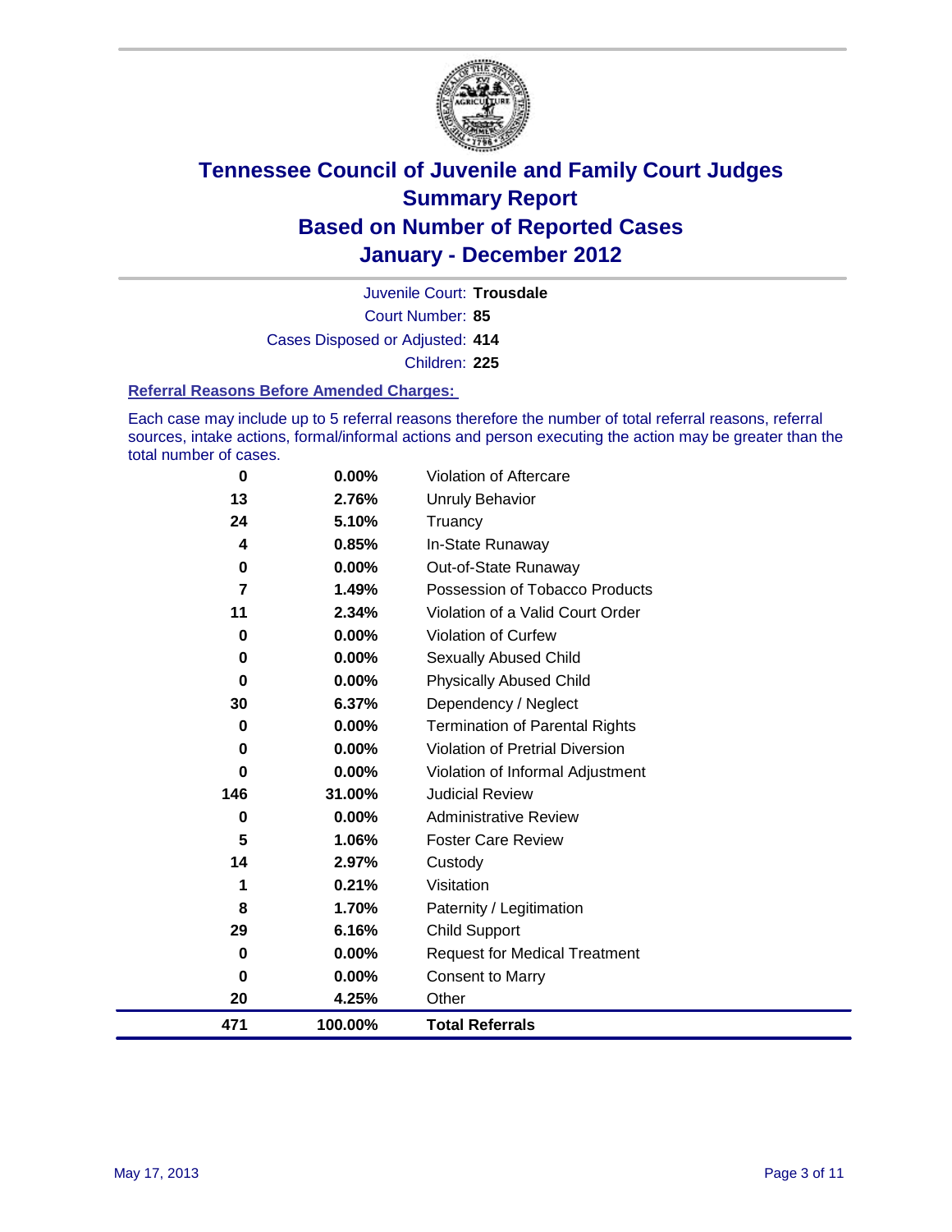# Tennessee Council of Juvenile and Family Court Judges
# Summary Report
# Based on Number of Reported Cases
# January - December 2012

Juvenile Court: **Trousdale**

Court Number: **85**

Cases Disposed or Adjusted: **414**

Children: **225**

### Referral Reasons Before Amended Charges:

Each case may include up to 5 referral reasons therefore the number of total referral reasons, referral sources, intake actions, formal/informal actions and person executing the action may be greater than the total number of cases.

| | | |
|---|---|---|
| 0 | 0.00% | Violation of Aftercare |
| 13 | 2.76% | Unruly Behavior |
| 24 | 5.10% | Truancy |
| 4 | 0.85% | In-State Runaway |
| 0 | 0.00% | Out-of-State Runaway |
| 7 | 1.49% | Possession of Tobacco Products |
| 11 | 2.34% | Violation of a Valid Court Order |
| 0 | 0.00% | Violation of Curfew |
| 0 | 0.00% | Sexually Abused Child |
| 0 | 0.00% | Physically Abused Child |
| 30 | 6.37% | Dependency / Neglect |
| 0 | 0.00% | Termination of Parental Rights |
| 0 | 0.00% | Violation of Pretrial Diversion |
| 0 | 0.00% | Violation of Informal Adjustment |
| 146 | 31.00% | Judicial Review |
| 0 | 0.00% | Administrative Review |
| 5 | 1.06% | Foster Care Review |
| 14 | 2.97% | Custody |
| 1 | 0.21% | Visitation |
| 8 | 1.70% | Paternity / Legitimation |
| 29 | 6.16% | Child Support |
| 0 | 0.00% | Request for Medical Treatment |
| 0 | 0.00% | Consent to Marry |
| 20 | 4.25% | Other |
| **471** | **100.00%** | **Total Referrals** |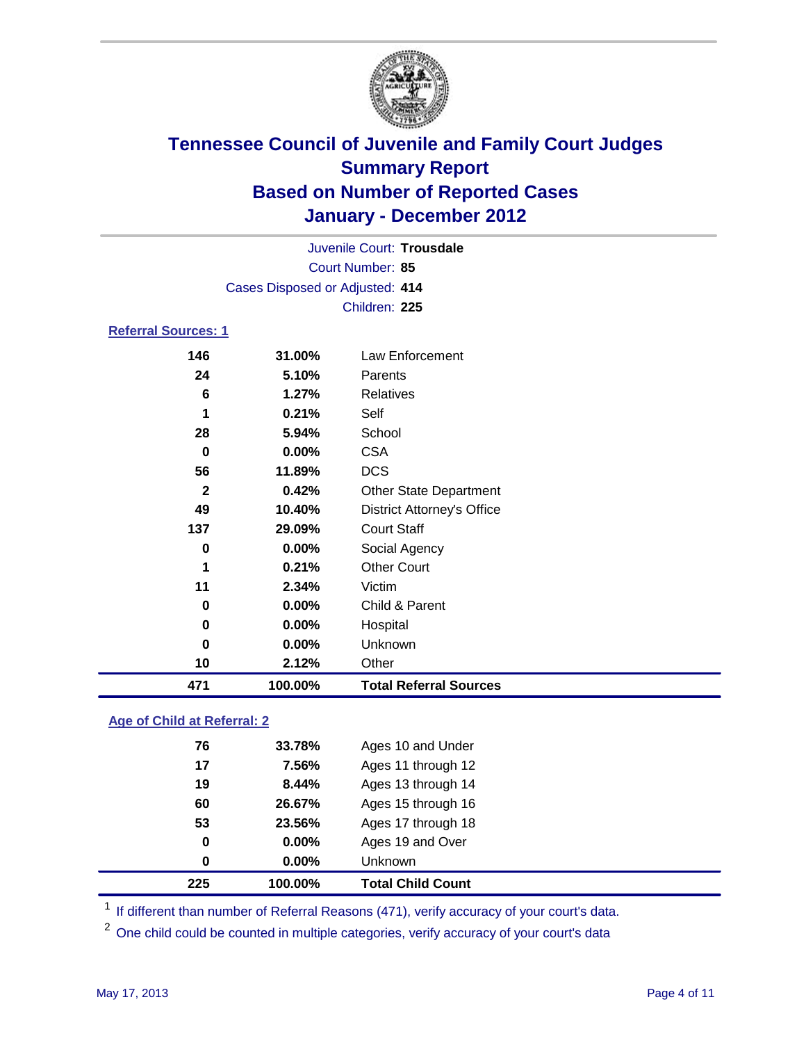# Tennessee Council of Juvenile and Family Court Judges
## Summary Report
## Based on Number of Reported Cases
## January - December 2012

Juvenile Court: **Trousdale**
Court Number: **85**
Cases Disposed or Adjusted: **414**
Children: **225**

### Referral Sources: 1

| | | |
|---|---|---|
| 146 | 31.00% | Law Enforcement |
| 24 | 5.10% | Parents |
| 6 | 1.27% | Relatives |
| 1 | 0.21% | Self |
| 28 | 5.94% | School |
| 0 | 0.00% | CSA |
| 56 | 11.89% | DCS |
| 2 | 0.42% | Other State Department |
| 49 | 10.40% | District Attorney's Office |
| 137 | 29.09% | Court Staff |
| 0 | 0.00% | Social Agency |
| 1 | 0.21% | Other Court |
| 11 | 2.34% | Victim |
| 0 | 0.00% | Child & Parent |
| 0 | 0.00% | Hospital |
| 0 | 0.00% | Unknown |
| 10 | 2.12% | Other |
| **471** | **100.00%** | **Total Referral Sources** |

### Age of Child at Referral: 2

| | | |
|---|---|---|
| 76 | 33.78% | Ages 10 and Under |
| 17 | 7.56% | Ages 11 through 12 |
| 19 | 8.44% | Ages 13 through 14 |
| 60 | 26.67% | Ages 15 through 16 |
| 53 | 23.56% | Ages 17 through 18 |
| 0 | 0.00% | Ages 19 and Over |
| 0 | 0.00% | Unknown |
| **225** | **100.00%** | **Total Child Count** |

[1] If different than number of Referral Reasons (471), verify accuracy of your court's data.

[2] One child could be counted in multiple categories, verify accuracy of your court's data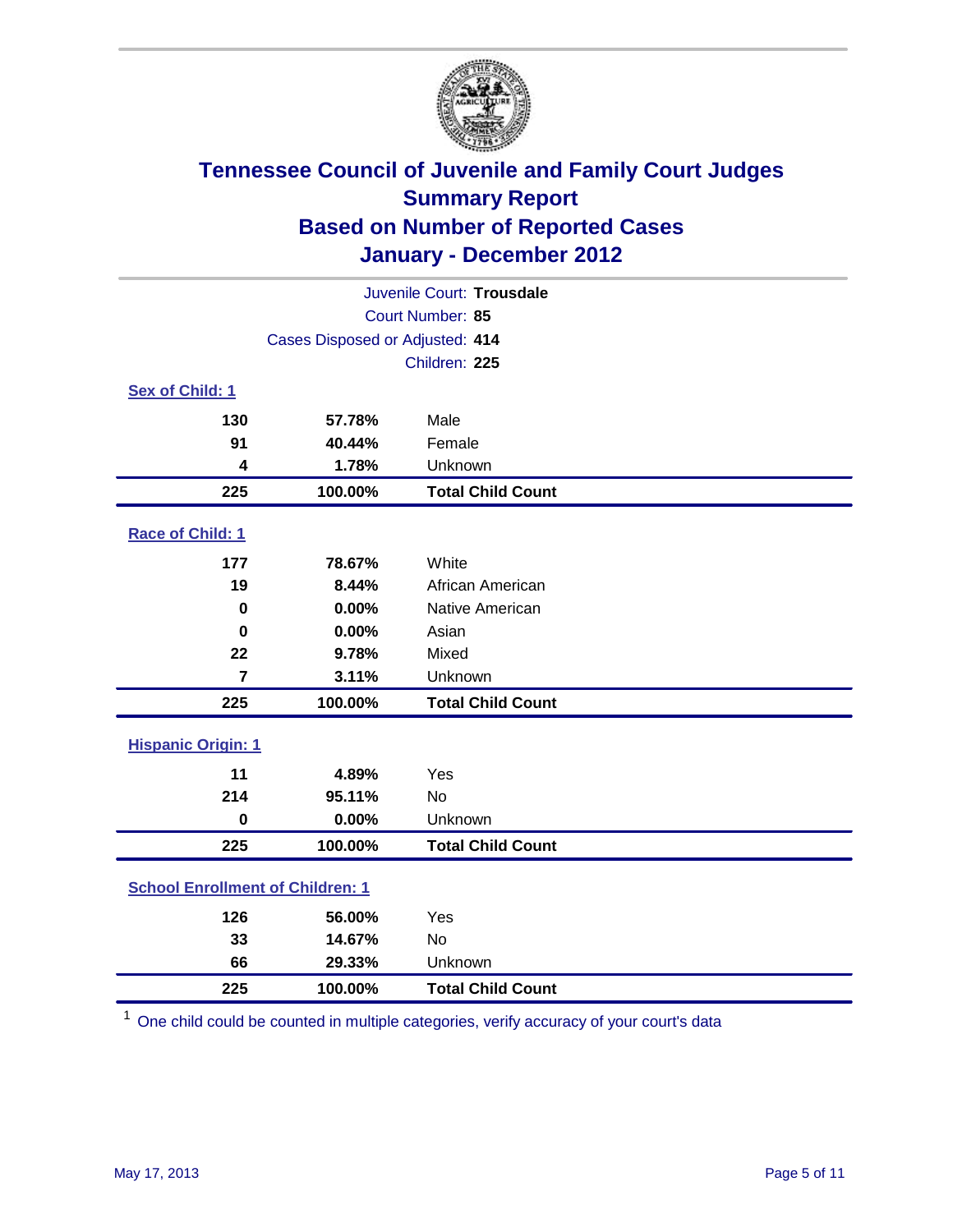# Tennessee Council of Juvenile and Family Court Judges
## Summary Report
## Based on Number of Reported Cases
## January - December 2012

Juvenile Court: **Trousdale**
Court Number: **85**
Cases Disposed or Adjusted: **414**
Children: **225**

### Sex of Child: 1

| Count | Percent | Category |
|---|---|---|
| 130 | 57.78% | Male |
| 91 | 40.44% | Female |
| 4 | 1.78% | Unknown |
| **225** | **100.00%** | **Total Child Count** |

### Race of Child: 1

| Count | Percent | Category |
|---|---|---|
| 177 | 78.67% | White |
| 19 | 8.44% | African American |
| 0 | 0.00% | Native American |
| 0 | 0.00% | Asian |
| 22 | 9.78% | Mixed |
| 7 | 3.11% | Unknown |
| **225** | **100.00%** | **Total Child Count** |

### Hispanic Origin: 1

| Count | Percent | Category |
|---|---|---|
| 11 | 4.89% | Yes |
| 214 | 95.11% | No |
| 0 | 0.00% | Unknown |
| **225** | **100.00%** | **Total Child Count** |

### School Enrollment of Children: 1

| Count | Percent | Category |
|---|---|---|
| 126 | 56.00% | Yes |
| 33 | 14.67% | No |
| 66 | 29.33% | Unknown |
| **225** | **100.00%** | **Total Child Count** |

[1] One child could be counted in multiple categories, verify accuracy of your court's data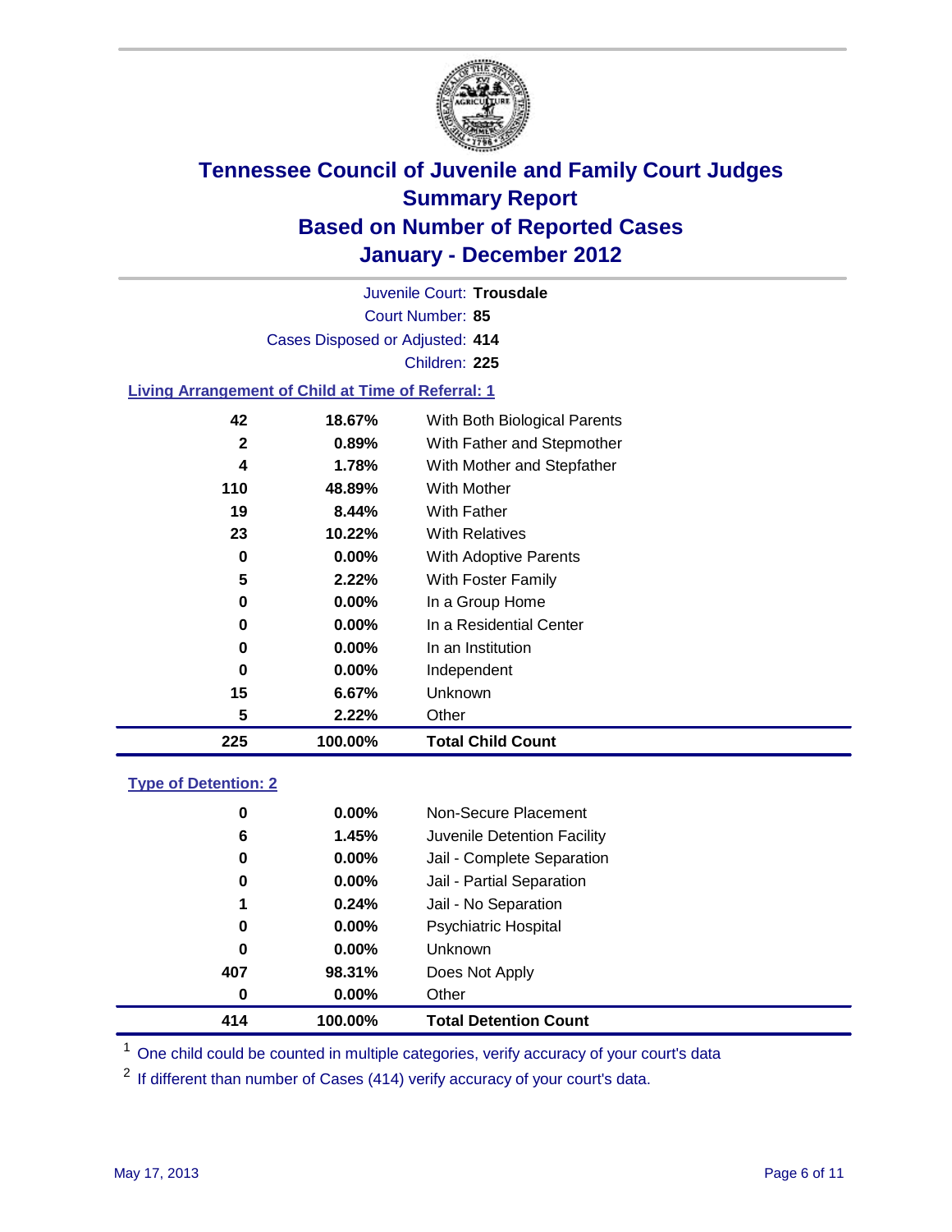# Tennessee Council of Juvenile and Family Court Judges
## Summary Report
## Based on Number of Reported Cases
## January - December 2012

Juvenile Court: **Trousdale**
Court Number: **85**
Cases Disposed or Adjusted: **414**
Children: **225**

### Living Arrangement of Child at Time of Referral: 1

| Count | Percent | Living Arrangement |
|---|---|---|
| 42 | 18.67% | With Both Biological Parents |
| 2 | 0.89% | With Father and Stepmother |
| 4 | 1.78% | With Mother and Stepfather |
| 110 | 48.89% | With Mother |
| 19 | 8.44% | With Father |
| 23 | 10.22% | With Relatives |
| 0 | 0.00% | With Adoptive Parents |
| 5 | 2.22% | With Foster Family |
| 0 | 0.00% | In a Group Home |
| 0 | 0.00% | In a Residential Center |
| 0 | 0.00% | In an Institution |
| 0 | 0.00% | Independent |
| 15 | 6.67% | Unknown |
| 5 | 2.22% | Other |
| **225** | **100.00%** | **Total Child Count** |

### Type of Detention: 2

| Count | Percent | Type of Detention |
|---|---|---|
| 0 | 0.00% | Non-Secure Placement |
| 6 | 1.45% | Juvenile Detention Facility |
| 0 | 0.00% | Jail - Complete Separation |
| 0 | 0.00% | Jail - Partial Separation |
| 1 | 0.24% | Jail - No Separation |
| 0 | 0.00% | Psychiatric Hospital |
| 0 | 0.00% | Unknown |
| 407 | 98.31% | Does Not Apply |
| 0 | 0.00% | Other |
| **414** | **100.00%** | **Total Detention Count** |

[1] One child could be counted in multiple categories, verify accuracy of your court's data

[2] If different than number of Cases (414) verify accuracy of your court's data.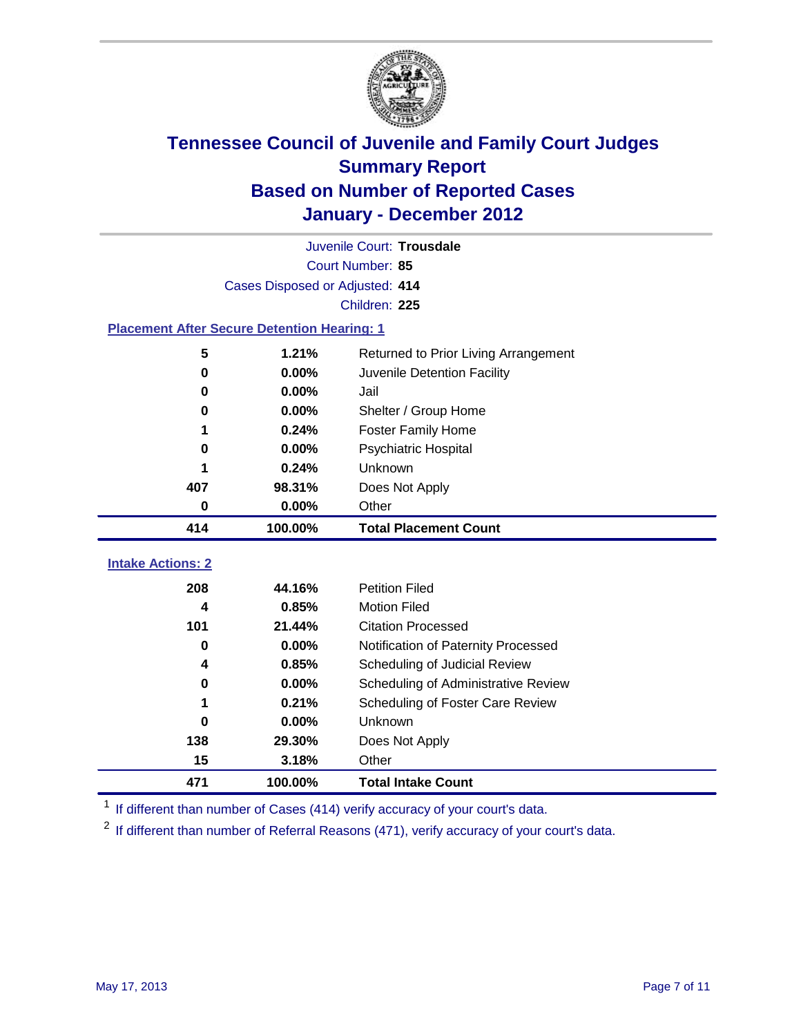# Tennessee Council of Juvenile and Family Court Judges
## Summary Report
## Based on Number of Reported Cases
## January - December 2012

Juvenile Court: **Trousdale**

Court Number: **85**

Cases Disposed or Adjusted: **414**

Children: **225**

### Placement After Secure Detention Hearing: 1

| Count | Percent | Placement |
|---|---|---|
| 5 | 1.21% | Returned to Prior Living Arrangement |
| 0 | 0.00% | Juvenile Detention Facility |
| 0 | 0.00% | Jail |
| 0 | 0.00% | Shelter / Group Home |
| 1 | 0.24% | Foster Family Home |
| 0 | 0.00% | Psychiatric Hospital |
| 1 | 0.24% | Unknown |
| 407 | 98.31% | Does Not Apply |
| 0 | 0.00% | Other |
| **414** | **100.00%** | **Total Placement Count** |

### Intake Actions: 2

| Count | Percent | Intake Action |
|---|---|---|
| 208 | 44.16% | Petition Filed |
| 4 | 0.85% | Motion Filed |
| 101 | 21.44% | Citation Processed |
| 0 | 0.00% | Notification of Paternity Processed |
| 4 | 0.85% | Scheduling of Judicial Review |
| 0 | 0.00% | Scheduling of Administrative Review |
| 1 | 0.21% | Scheduling of Foster Care Review |
| 0 | 0.00% | Unknown |
| 138 | 29.30% | Does Not Apply |
| 15 | 3.18% | Other |
| **471** | **100.00%** | **Total Intake Count** |

[1] If different than number of Cases (414) verify accuracy of your court's data.

[2] If different than number of Referral Reasons (471), verify accuracy of your court's data.

May 17, 2013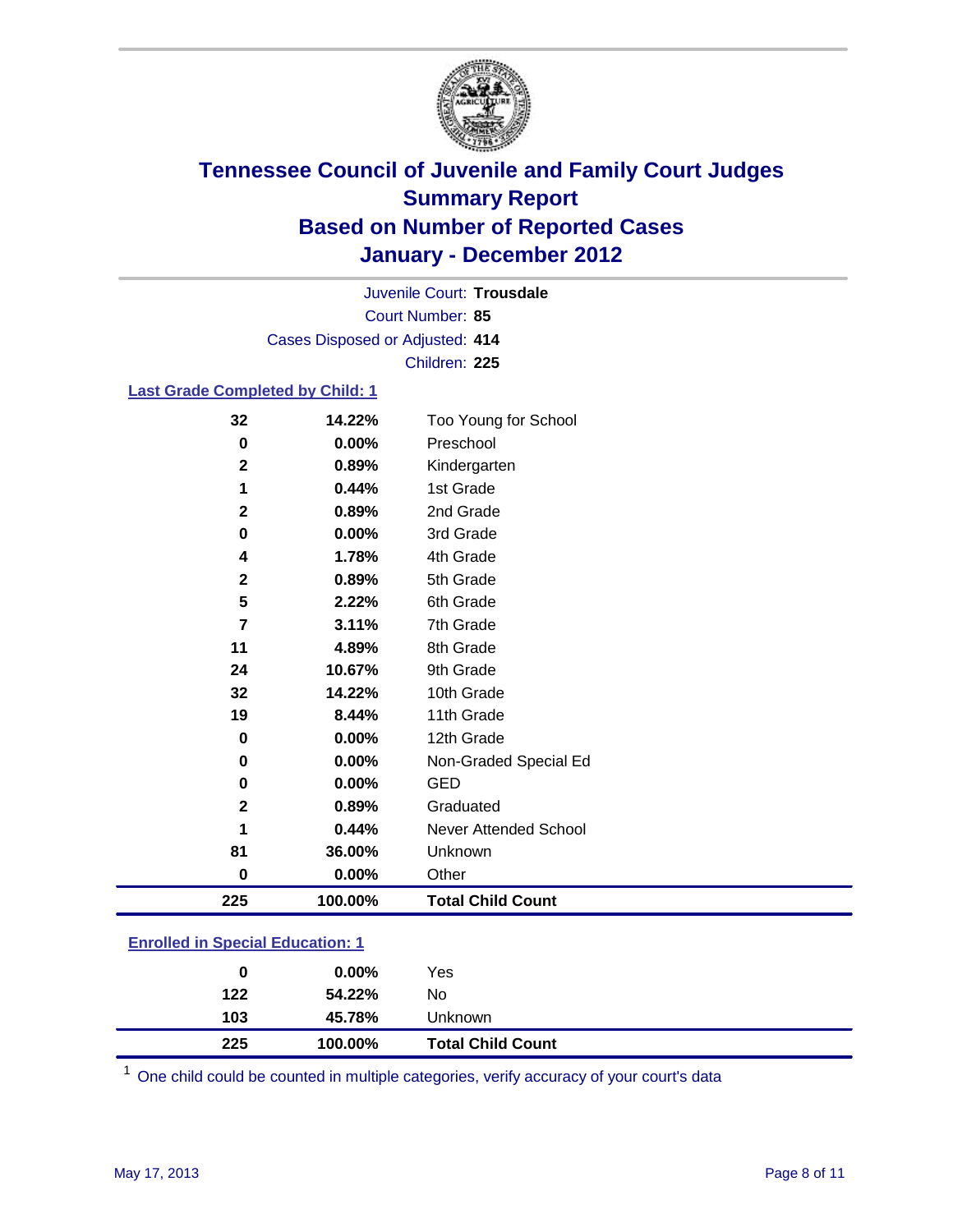# Tennessee Council of Juvenile and Family Court Judges
## Summary Report
## Based on Number of Reported Cases
## January - December 2012

Juvenile Court: **Trousdale**
Court Number: **85**
Cases Disposed or Adjusted: **414**
Children: **225**

### Last Grade Completed by Child: 1

| Count | Percent | Category |
|---|---|---|
| 32 | 14.22% | Too Young for School |
| 0 | 0.00% | Preschool |
| 2 | 0.89% | Kindergarten |
| 1 | 0.44% | 1st Grade |
| 2 | 0.89% | 2nd Grade |
| 0 | 0.00% | 3rd Grade |
| 4 | 1.78% | 4th Grade |
| 2 | 0.89% | 5th Grade |
| 5 | 2.22% | 6th Grade |
| 7 | 3.11% | 7th Grade |
| 11 | 4.89% | 8th Grade |
| 24 | 10.67% | 9th Grade |
| 32 | 14.22% | 10th Grade |
| 19 | 8.44% | 11th Grade |
| 0 | 0.00% | 12th Grade |
| 0 | 0.00% | Non-Graded Special Ed |
| 0 | 0.00% | GED |
| 2 | 0.89% | Graduated |
| 1 | 0.44% | Never Attended School |
| 81 | 36.00% | Unknown |
| 0 | 0.00% | Other |
| **225** | **100.00%** | **Total Child Count** |

### Enrolled in Special Education: 1

| Count | Percent | Category |
|---|---|---|
| 0 | 0.00% | Yes |
| 122 | 54.22% | No |
| 103 | 45.78% | Unknown |
| **225** | **100.00%** | **Total Child Count** |

[1] One child could be counted in multiple categories, verify accuracy of your court's data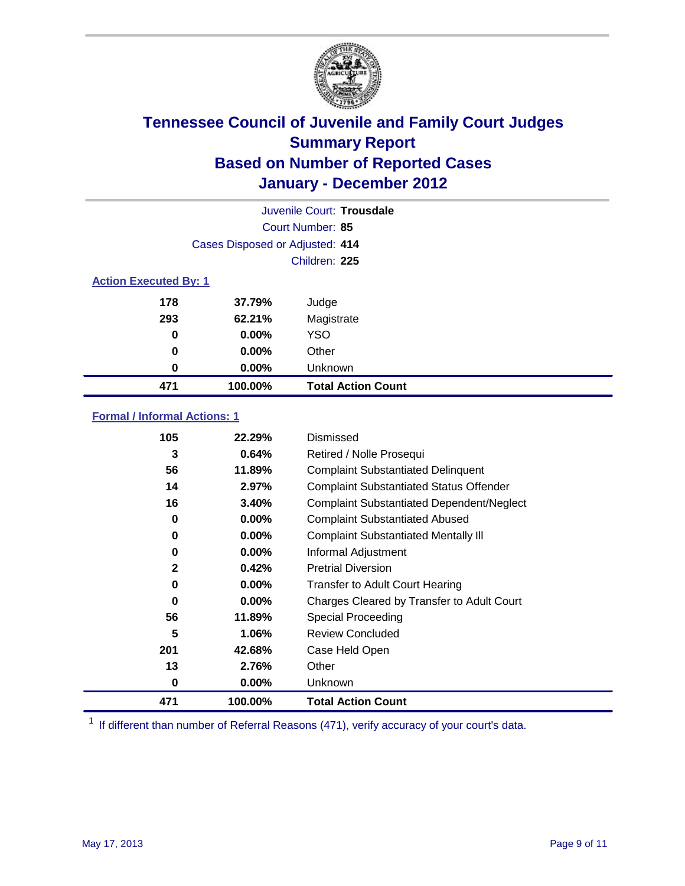# Tennessee Council of Juvenile and Family Court Judges
## Summary Report
## Based on Number of Reported Cases
## January - December 2012

Juvenile Court: **Trousdale**
Court Number: **85**
Cases Disposed or Adjusted: **414**
Children: **225**

### Action Executed By: 1

| | | |
|---|---|---|
| 178 | 37.79% | Judge |
| 293 | 62.21% | Magistrate |
| 0 | 0.00% | YSO |
| 0 | 0.00% | Other |
| 0 | 0.00% | Unknown |
| **471** | **100.00%** | **Total Action Count** |

### Formal / Informal Actions: 1

| | | |
|---|---|---|
| 105 | 22.29% | Dismissed |
| 3 | 0.64% | Retired / Nolle Prosequi |
| 56 | 11.89% | Complaint Substantiated Delinquent |
| 14 | 2.97% | Complaint Substantiated Status Offender |
| 16 | 3.40% | Complaint Substantiated Dependent/Neglect |
| 0 | 0.00% | Complaint Substantiated Abused |
| 0 | 0.00% | Complaint Substantiated Mentally Ill |
| 0 | 0.00% | Informal Adjustment |
| 2 | 0.42% | Pretrial Diversion |
| 0 | 0.00% | Transfer to Adult Court Hearing |
| 0 | 0.00% | Charges Cleared by Transfer to Adult Court |
| 56 | 11.89% | Special Proceeding |
| 5 | 1.06% | Review Concluded |
| 201 | 42.68% | Case Held Open |
| 13 | 2.76% | Other |
| 0 | 0.00% | Unknown |
| **471** | **100.00%** | **Total Action Count** |

[1] If different than number of Referral Reasons (471), verify accuracy of your court's data.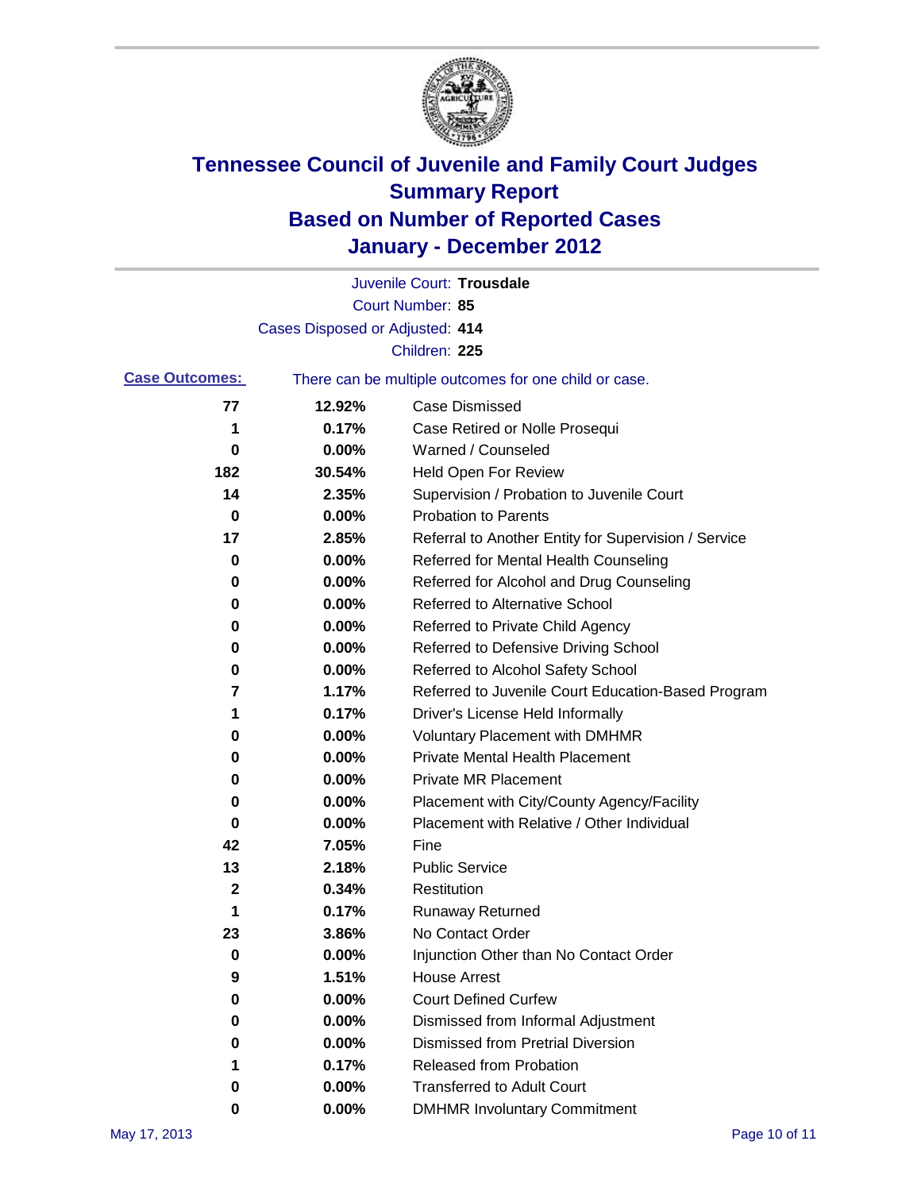# Tennessee Council of Juvenile and Family Court Judges
## Summary Report
## Based on Number of Reported Cases
## January - December 2012

Juvenile Court: **Trousdale**
Court Number: **85**
Cases Disposed or Adjusted: **414**
Children: **225**

**Case Outcomes:** There can be multiple outcomes for one child or case.

| Count | Percent | Outcome |
|---|---|---|
| 77 | 12.92% | Case Dismissed |
| 1 | 0.17% | Case Retired or Nolle Prosequi |
| 0 | 0.00% | Warned / Counseled |
| 182 | 30.54% | Held Open For Review |
| 14 | 2.35% | Supervision / Probation to Juvenile Court |
| 0 | 0.00% | Probation to Parents |
| 17 | 2.85% | Referral to Another Entity for Supervision / Service |
| 0 | 0.00% | Referred for Mental Health Counseling |
| 0 | 0.00% | Referred for Alcohol and Drug Counseling |
| 0 | 0.00% | Referred to Alternative School |
| 0 | 0.00% | Referred to Private Child Agency |
| 0 | 0.00% | Referred to Defensive Driving School |
| 0 | 0.00% | Referred to Alcohol Safety School |
| 7 | 1.17% | Referred to Juvenile Court Education-Based Program |
| 1 | 0.17% | Driver's License Held Informally |
| 0 | 0.00% | Voluntary Placement with DMHMR |
| 0 | 0.00% | Private Mental Health Placement |
| 0 | 0.00% | Private MR Placement |
| 0 | 0.00% | Placement with City/County Agency/Facility |
| 0 | 0.00% | Placement with Relative / Other Individual |
| 42 | 7.05% | Fine |
| 13 | 2.18% | Public Service |
| 2 | 0.34% | Restitution |
| 1 | 0.17% | Runaway Returned |
| 23 | 3.86% | No Contact Order |
| 0 | 0.00% | Injunction Other than No Contact Order |
| 9 | 1.51% | House Arrest |
| 0 | 0.00% | Court Defined Curfew |
| 0 | 0.00% | Dismissed from Informal Adjustment |
| 0 | 0.00% | Dismissed from Pretrial Diversion |
| 1 | 0.17% | Released from Probation |
| 0 | 0.00% | Transferred to Adult Court |
| 0 | 0.00% | DMHMR Involuntary Commitment |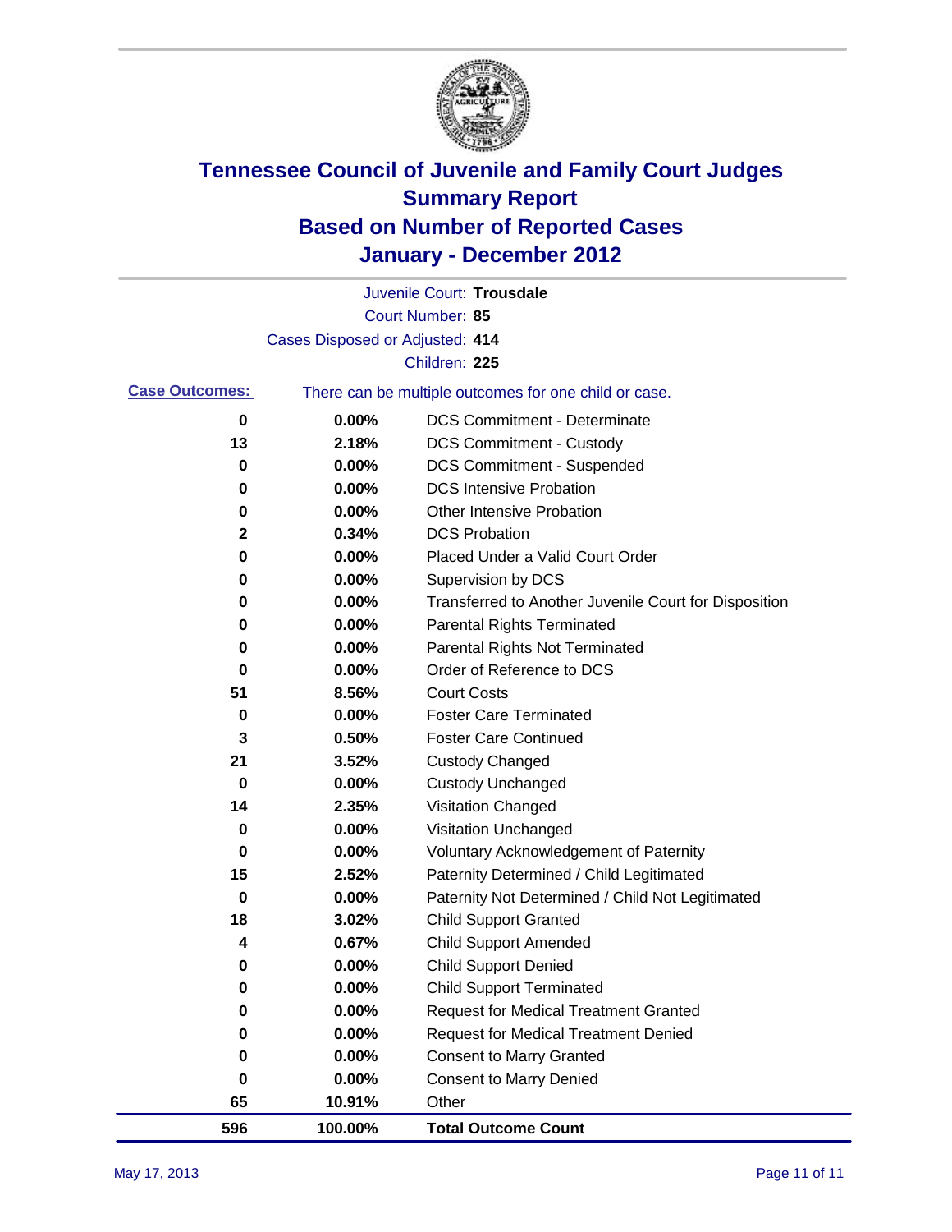# Tennessee Council of Juvenile and Family Court Judges
## Summary Report
## Based on Number of Reported Cases
## January - December 2012

Juvenile Court: **Trousdale**

Court Number: **85**

Cases Disposed or Adjusted: **414**

Children: **225**

**Case Outcomes:** There can be multiple outcomes for one child or case.

| | | |
|---|---|---|
| 0 | 0.00% | DCS Commitment - Determinate |
| 13 | 2.18% | DCS Commitment - Custody |
| 0 | 0.00% | DCS Commitment - Suspended |
| 0 | 0.00% | DCS Intensive Probation |
| 0 | 0.00% | Other Intensive Probation |
| 2 | 0.34% | DCS Probation |
| 0 | 0.00% | Placed Under a Valid Court Order |
| 0 | 0.00% | Supervision by DCS |
| 0 | 0.00% | Transferred to Another Juvenile Court for Disposition |
| 0 | 0.00% | Parental Rights Terminated |
| 0 | 0.00% | Parental Rights Not Terminated |
| 0 | 0.00% | Order of Reference to DCS |
| 51 | 8.56% | Court Costs |
| 0 | 0.00% | Foster Care Terminated |
| 3 | 0.50% | Foster Care Continued |
| 21 | 3.52% | Custody Changed |
| 0 | 0.00% | Custody Unchanged |
| 14 | 2.35% | Visitation Changed |
| 0 | 0.00% | Visitation Unchanged |
| 0 | 0.00% | Voluntary Acknowledgement of Paternity |
| 15 | 2.52% | Paternity Determined / Child Legitimated |
| 0 | 0.00% | Paternity Not Determined / Child Not Legitimated |
| 18 | 3.02% | Child Support Granted |
| 4 | 0.67% | Child Support Amended |
| 0 | 0.00% | Child Support Denied |
| 0 | 0.00% | Child Support Terminated |
| 0 | 0.00% | Request for Medical Treatment Granted |
| 0 | 0.00% | Request for Medical Treatment Denied |
| 0 | 0.00% | Consent to Marry Granted |
| 0 | 0.00% | Consent to Marry Denied |
| 65 | 10.91% | Other |
| **596** | **100.00%** | **Total Outcome Count** |

May 17, 2013